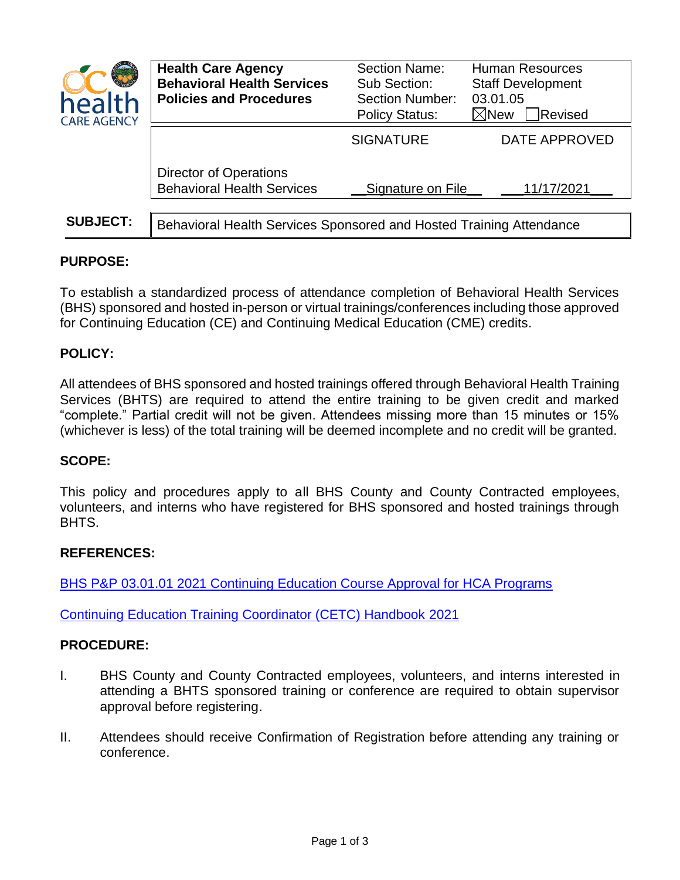| Health Care Agency<br>**Behavioral Health Services**<br>**Policies and Procedures** | Section Name:<br>Sub Section:<br>Section Number:<br>Policy Status: | Human Resources<br>Staff Development<br>03.01.05<br>☒New ☐Revised |
|---|---|---|
| | SIGNATURE | DATE APPROVED |
| Director of Operations<br>Behavioral Health Services | Signature on File | 11/17/2021 |

**SUBJECT:** Behavioral Health Services Sponsored and Hosted Training Attendance

## PURPOSE:

To establish a standardized process of attendance completion of Behavioral Health Services (BHS) sponsored and hosted in-person or virtual trainings/conferences including those approved for Continuing Education (CE) and Continuing Medical Education (CME) credits.

## POLICY:

All attendees of BHS sponsored and hosted trainings offered through Behavioral Health Training Services (BHTS) are required to attend the entire training to be given credit and marked "complete." Partial credit will not be given. Attendees missing more than 15 minutes or 15% (whichever is less) of the total training will be deemed incomplete and no credit will be granted.

## SCOPE:

This policy and procedures apply to all BHS County and County Contracted employees, volunteers, and interns who have registered for BHS sponsored and hosted trainings through BHTS.

## REFERENCES:

BHS P&P 03.01.01 2021 Continuing Education Course Approval for HCA Programs

Continuing Education Training Coordinator (CETC) Handbook 2021

## PROCEDURE:

I. BHS County and County Contracted employees, volunteers, and interns interested in attending a BHTS sponsored training or conference are required to obtain supervisor approval before registering.

II. Attendees should receive Confirmation of Registration before attending any training or conference.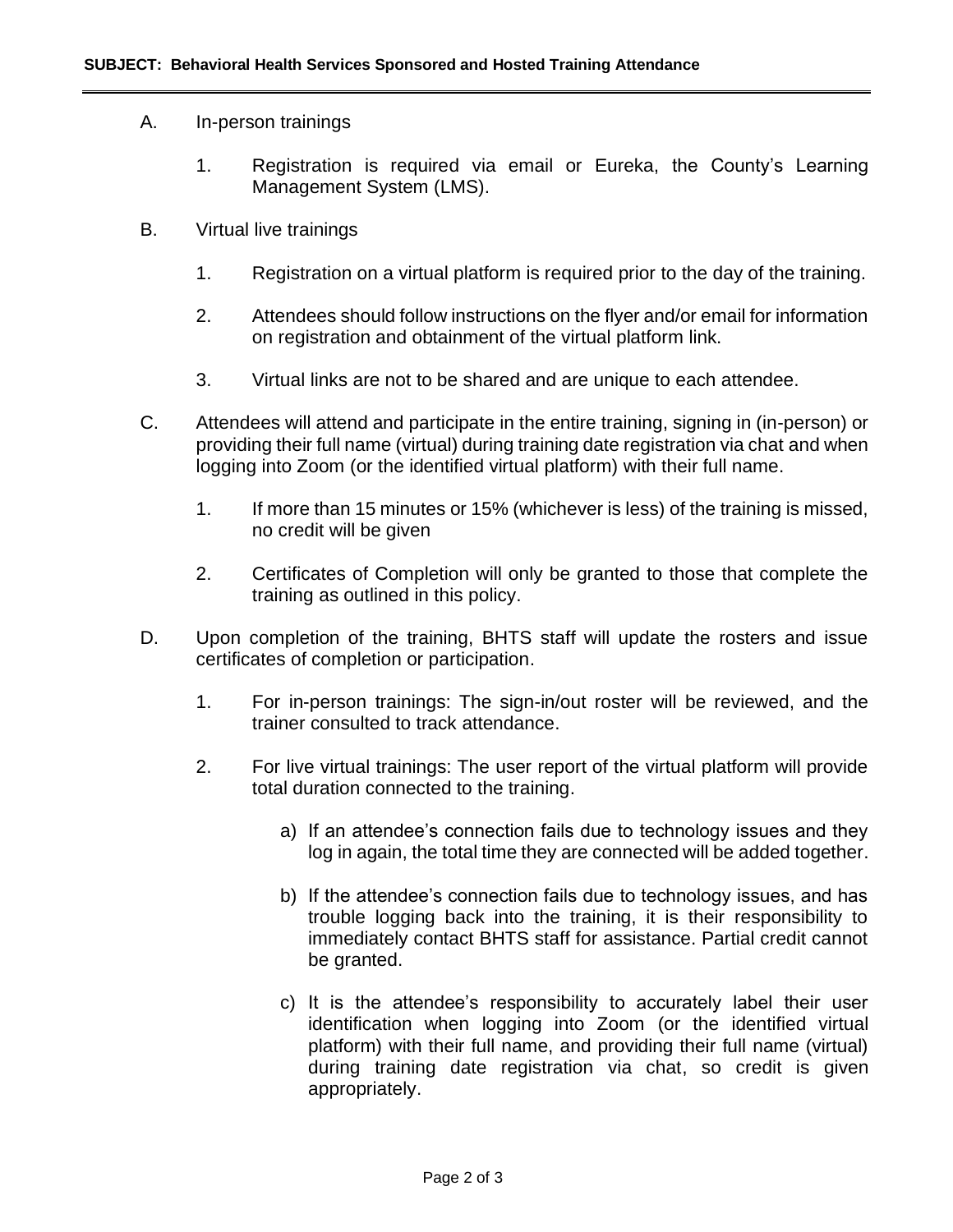A. In-person trainings

   1. Registration is required via email or Eureka, the County's Learning Management System (LMS).

B. Virtual live trainings

   1. Registration on a virtual platform is required prior to the day of the training.

   2. Attendees should follow instructions on the flyer and/or email for information on registration and obtainment of the virtual platform link.

   3. Virtual links are not to be shared and are unique to each attendee.

C. Attendees will attend and participate in the entire training, signing in (in-person) or providing their full name (virtual) during training date registration via chat and when logging into Zoom (or the identified virtual platform) with their full name.

   1. If more than 15 minutes or 15% (whichever is less) of the training is missed, no credit will be given

   2. Certificates of Completion will only be granted to those that complete the training as outlined in this policy.

D. Upon completion of the training, BHTS staff will update the rosters and issue certificates of completion or participation.

   1. For in-person trainings: The sign-in/out roster will be reviewed, and the trainer consulted to track attendance.

   2. For live virtual trainings: The user report of the virtual platform will provide total duration connected to the training.

      a) If an attendee's connection fails due to technology issues and they log in again, the total time they are connected will be added together.

      b) If the attendee's connection fails due to technology issues, and has trouble logging back into the training, it is their responsibility to immediately contact BHTS staff for assistance. Partial credit cannot be granted.

      c) It is the attendee's responsibility to accurately label their user identification when logging into Zoom (or the identified virtual platform) with their full name, and providing their full name (virtual) during training date registration via chat, so credit is given appropriately.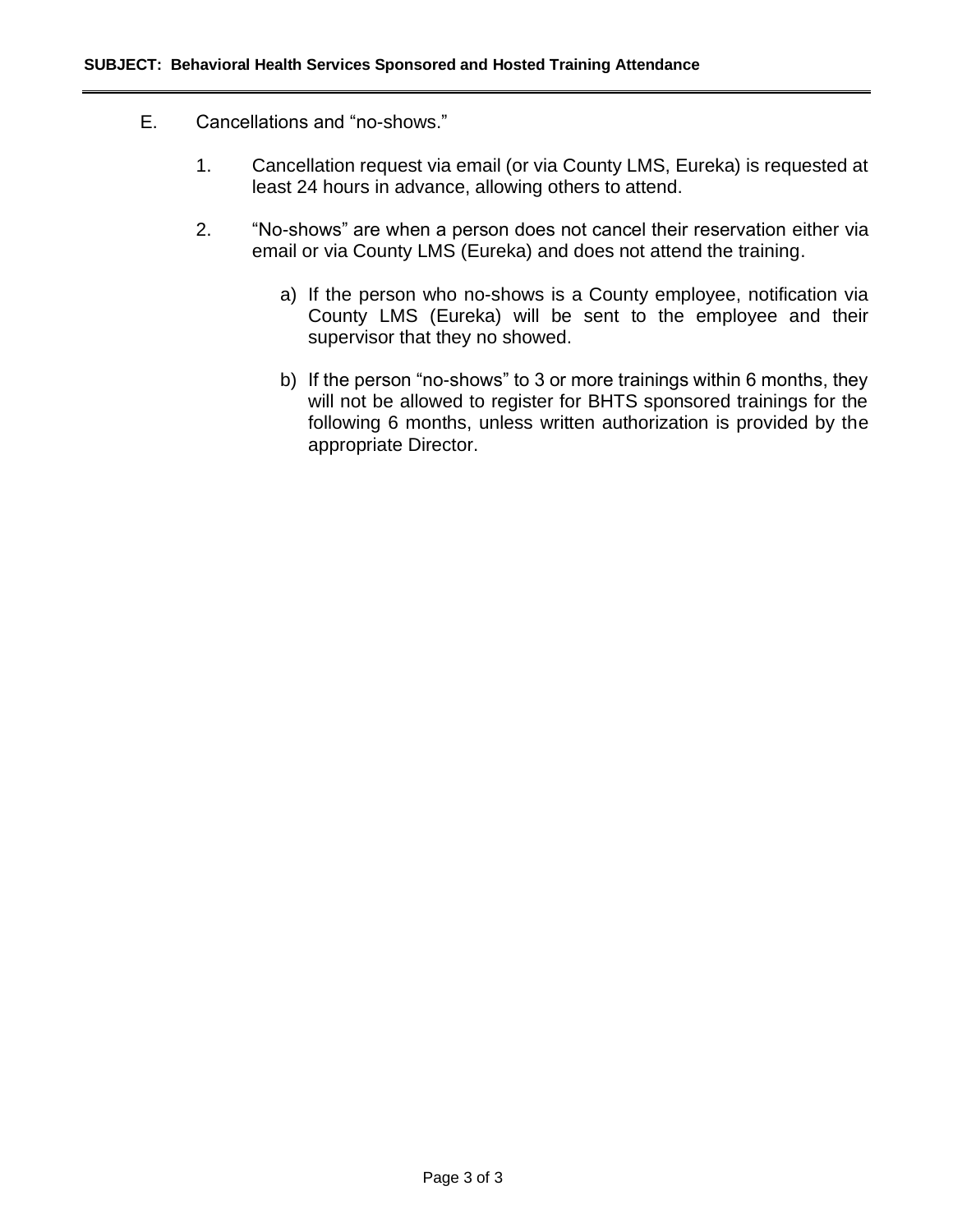E. Cancellations and "no-shows."

1. Cancellation request via email (or via County LMS, Eureka) is requested at least 24 hours in advance, allowing others to attend.

2. "No-shows" are when a person does not cancel their reservation either via email or via County LMS (Eureka) and does not attend the training.

   a) If the person who no-shows is a County employee, notification via County LMS (Eureka) will be sent to the employee and their supervisor that they no showed.

   b) If the person "no-shows" to 3 or more trainings within 6 months, they will not be allowed to register for BHTS sponsored trainings for the following 6 months, unless written authorization is provided by the appropriate Director.